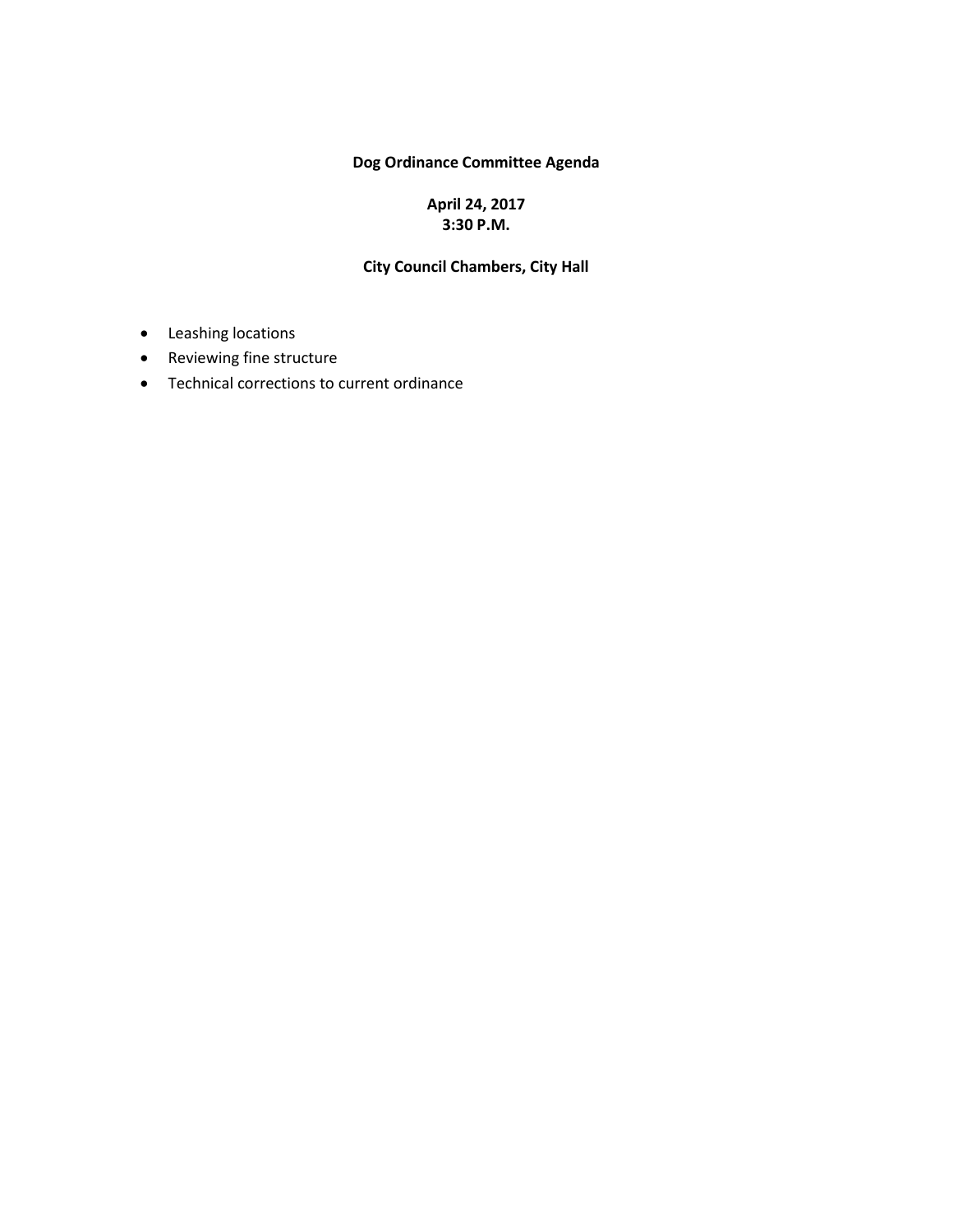# Dog Ordinance Committee Agenda

**April 24, 2017**
**3:30 P.M.**

**City Council Chambers, City Hall**

- Leashing locations
- Reviewing fine structure
- Technical corrections to current ordinance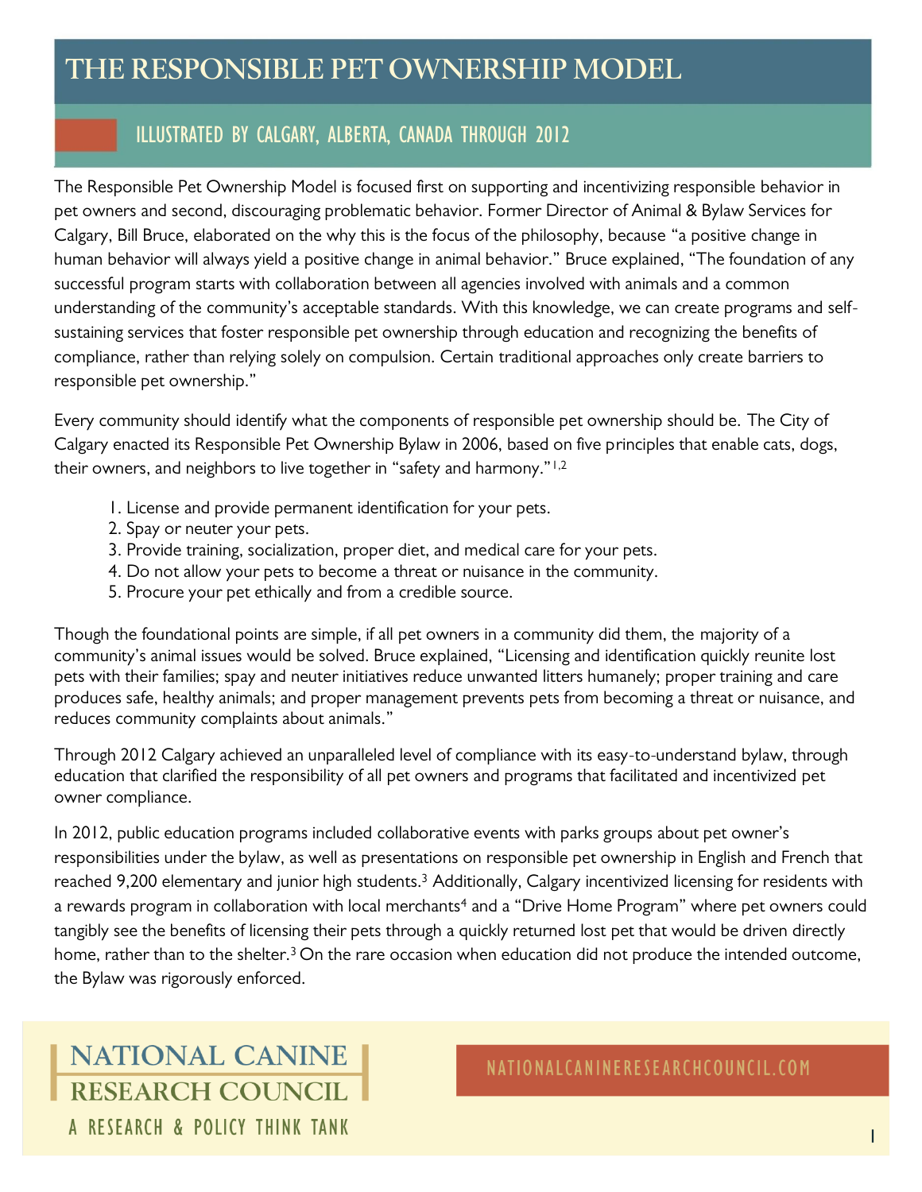# THE RESPONSIBLE PET OWNERSHIP MODEL

## ILLUSTRATED BY CALGARY, ALBERTA, CANADA THROUGH 2012

The Responsible Pet Ownership Model is focused first on supporting and incentivizing responsible behavior in pet owners and second, discouraging problematic behavior. Former Director of Animal & Bylaw Services for Calgary, Bill Bruce, elaborated on the why this is the focus of the philosophy, because "a positive change in human behavior will always yield a positive change in animal behavior." Bruce explained, "The foundation of any successful program starts with collaboration between all agencies involved with animals and a common understanding of the community's acceptable standards. With this knowledge, we can create programs and self-sustaining services that foster responsible pet ownership through education and recognizing the benefits of compliance, rather than relying solely on compulsion. Certain traditional approaches only create barriers to responsible pet ownership."

Every community should identify what the components of responsible pet ownership should be. The City of Calgary enacted its Responsible Pet Ownership Bylaw in 2006, based on five principles that enable cats, dogs, their owners, and neighbors to live together in "safety and harmony."[1,2]

1. License and provide permanent identification for your pets.
2. Spay or neuter your pets.
3. Provide training, socialization, proper diet, and medical care for your pets.
4. Do not allow your pets to become a threat or nuisance in the community.
5. Procure your pet ethically and from a credible source.

Though the foundational points are simple, if all pet owners in a community did them, the majority of a community's animal issues would be solved. Bruce explained, "Licensing and identification quickly reunite lost pets with their families; spay and neuter initiatives reduce unwanted litters humanely; proper training and care produces safe, healthy animals; and proper management prevents pets from becoming a threat or nuisance, and reduces community complaints about animals."

Through 2012 Calgary achieved an unparalleled level of compliance with its easy-to-understand bylaw, through education that clarified the responsibility of all pet owners and programs that facilitated and incentivized pet owner compliance.

In 2012, public education programs included collaborative events with parks groups about pet owner's responsibilities under the bylaw, as well as presentations on responsible pet ownership in English and French that reached 9,200 elementary and junior high students.[3] Additionally, Calgary incentivized licensing for residents with a rewards program in collaboration with local merchants[4] and a "Drive Home Program" where pet owners could tangibly see the benefits of licensing their pets through a quickly returned lost pet that would be driven directly home, rather than to the shelter.[3] On the rare occasion when education did not produce the intended outcome, the Bylaw was rigorously enforced.

NATIONAL CANINE RESEARCH COUNCIL
A RESEARCH & POLICY THINK TANK

NATIONALCANINERESEARCHCOUNCIL.COM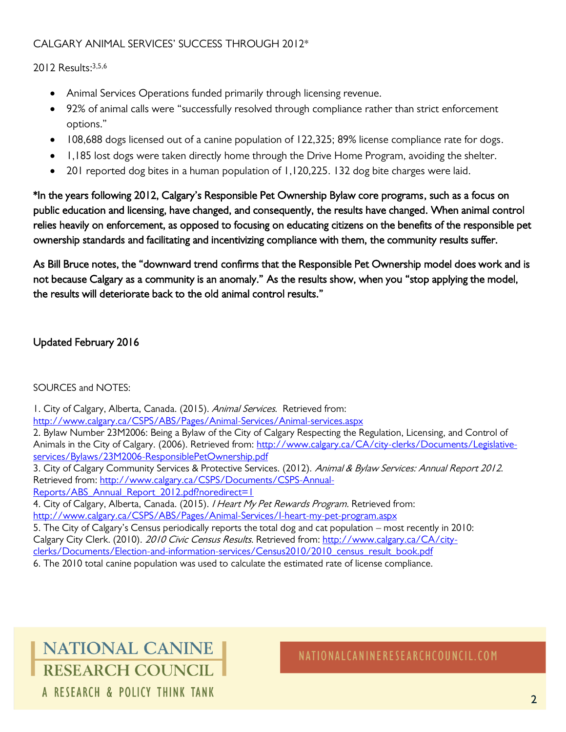CALGARY ANIMAL SERVICES' SUCCESS THROUGH 2012*

2012 Results:[3,5,6]

- Animal Services Operations funded primarily through licensing revenue.
- 92% of animal calls were "successfully resolved through compliance rather than strict enforcement options."
- 108,688 dogs licensed out of a canine population of 122,325; 89% license compliance rate for dogs.
- 1,185 lost dogs were taken directly home through the Drive Home Program, avoiding the shelter.
- 201 reported dog bites in a human population of 1,120,225. 132 dog bite charges were laid.

*In the years following 2012, Calgary's Responsible Pet Ownership Bylaw core programs, such as a focus on public education and licensing, have changed, and consequently, the results have changed. When animal control relies heavily on enforcement, as opposed to focusing on educating citizens on the benefits of the responsible pet ownership standards and facilitating and incentivizing compliance with them, the community results suffer.

As Bill Bruce notes, the "downward trend confirms that the Responsible Pet Ownership model does work and is not because Calgary as a community is an anomaly." As the results show, when you "stop applying the model, the results will deteriorate back to the old animal control results."

Updated February 2016

SOURCES and NOTES:

1. City of Calgary, Alberta, Canada. (2015). *Animal Services*. Retrieved from: http://www.calgary.ca/CSPS/ABS/Pages/Animal-Services/Animal-services.aspx
2. Bylaw Number 23M2006: Being a Bylaw of the City of Calgary Respecting the Regulation, Licensing, and Control of Animals in the City of Calgary. (2006). Retrieved from: http://www.calgary.ca/CA/city-clerks/Documents/Legislative-services/Bylaws/23M2006-ResponsiblePetOwnership.pdf
3. City of Calgary Community Services & Protective Services. (2012). *Animal & Bylaw Services: Annual Report 2012*. Retrieved from: http://www.calgary.ca/CSPS/Documents/CSPS-Annual-Reports/ABS_Annual_Report_2012.pdf?noredirect=1
4. City of Calgary, Alberta, Canada. (2015). *I Heart My Pet Rewards Program*. Retrieved from: http://www.calgary.ca/CSPS/ABS/Pages/Animal-Services/I-heart-my-pet-program.aspx
5. The City of Calgary's Census periodically reports the total dog and cat population – most recently in 2010: Calgary City Clerk. (2010). *2010 Civic Census Results*. Retrieved from: http://www.calgary.ca/CA/city-clerks/Documents/Election-and-information-services/Census2010/2010_census_result_book.pdf
6. The 2010 total canine population was used to calculate the estimated rate of license compliance.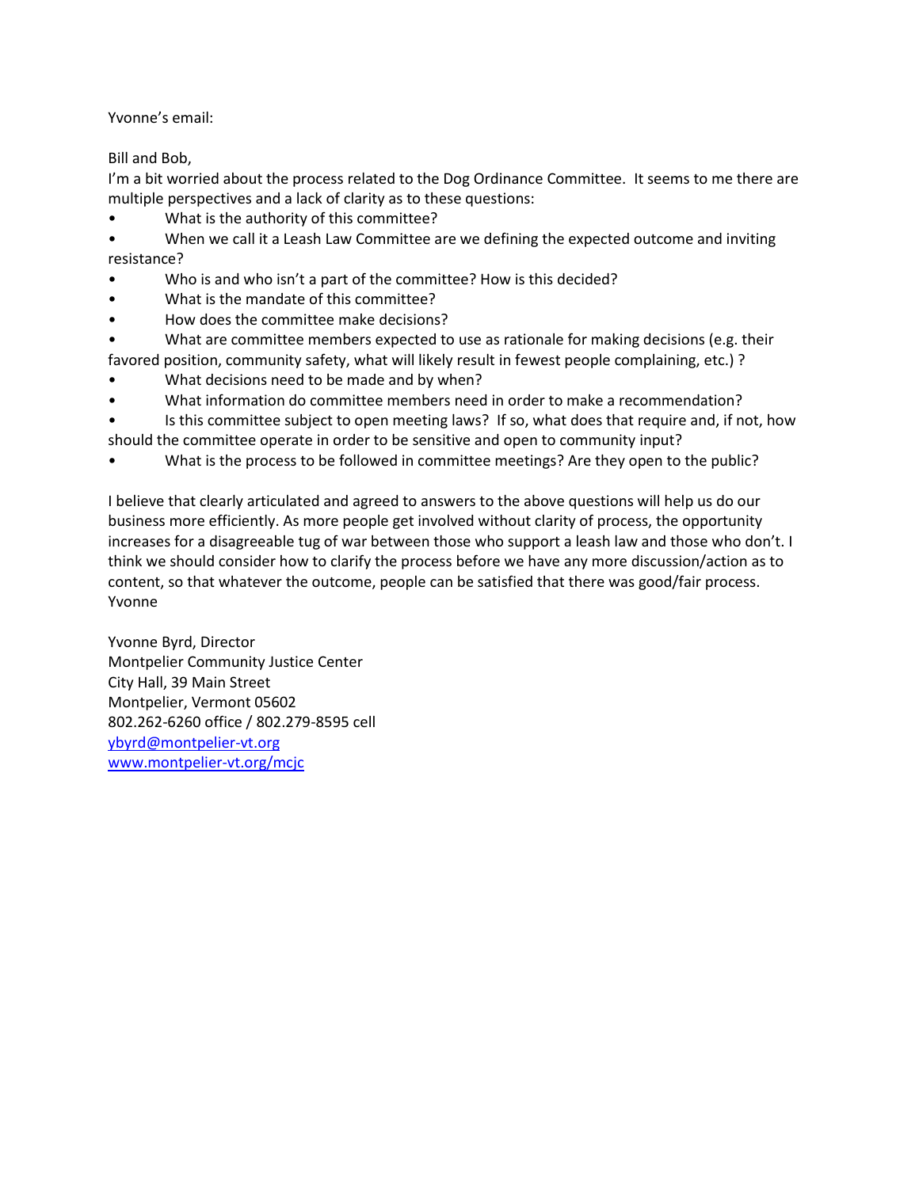Yvonne's email:

Bill and Bob,

I'm a bit worried about the process related to the Dog Ordinance Committee. It seems to me there are multiple perspectives and a lack of clarity as to these questions:

- What is the authority of this committee?
- When we call it a Leash Law Committee are we defining the expected outcome and inviting resistance?
- Who is and who isn't a part of the committee? How is this decided?
- What is the mandate of this committee?
- How does the committee make decisions?
- What are committee members expected to use as rationale for making decisions (e.g. their favored position, community safety, what will likely result in fewest people complaining, etc.) ?
- What decisions need to be made and by when?
- What information do committee members need in order to make a recommendation?
- Is this committee subject to open meeting laws? If so, what does that require and, if not, how should the committee operate in order to be sensitive and open to community input?
- What is the process to be followed in committee meetings? Are they open to the public?

I believe that clearly articulated and agreed to answers to the above questions will help us do our business more efficiently. As more people get involved without clarity of process, the opportunity increases for a disagreeable tug of war between those who support a leash law and those who don't. I think we should consider how to clarify the process before we have any more discussion/action as to content, so that whatever the outcome, people can be satisfied that there was good/fair process.
Yvonne

Yvonne Byrd, Director
Montpelier Community Justice Center
City Hall, 39 Main Street
Montpelier, Vermont 05602
802.262-6260 office / 802.279-8595 cell
[ybyrd@montpelier-vt.org](mailto:ybyrd@montpelier-vt.org)
[www.montpelier-vt.org/mcjc](http://www.montpelier-vt.org/mcjc)